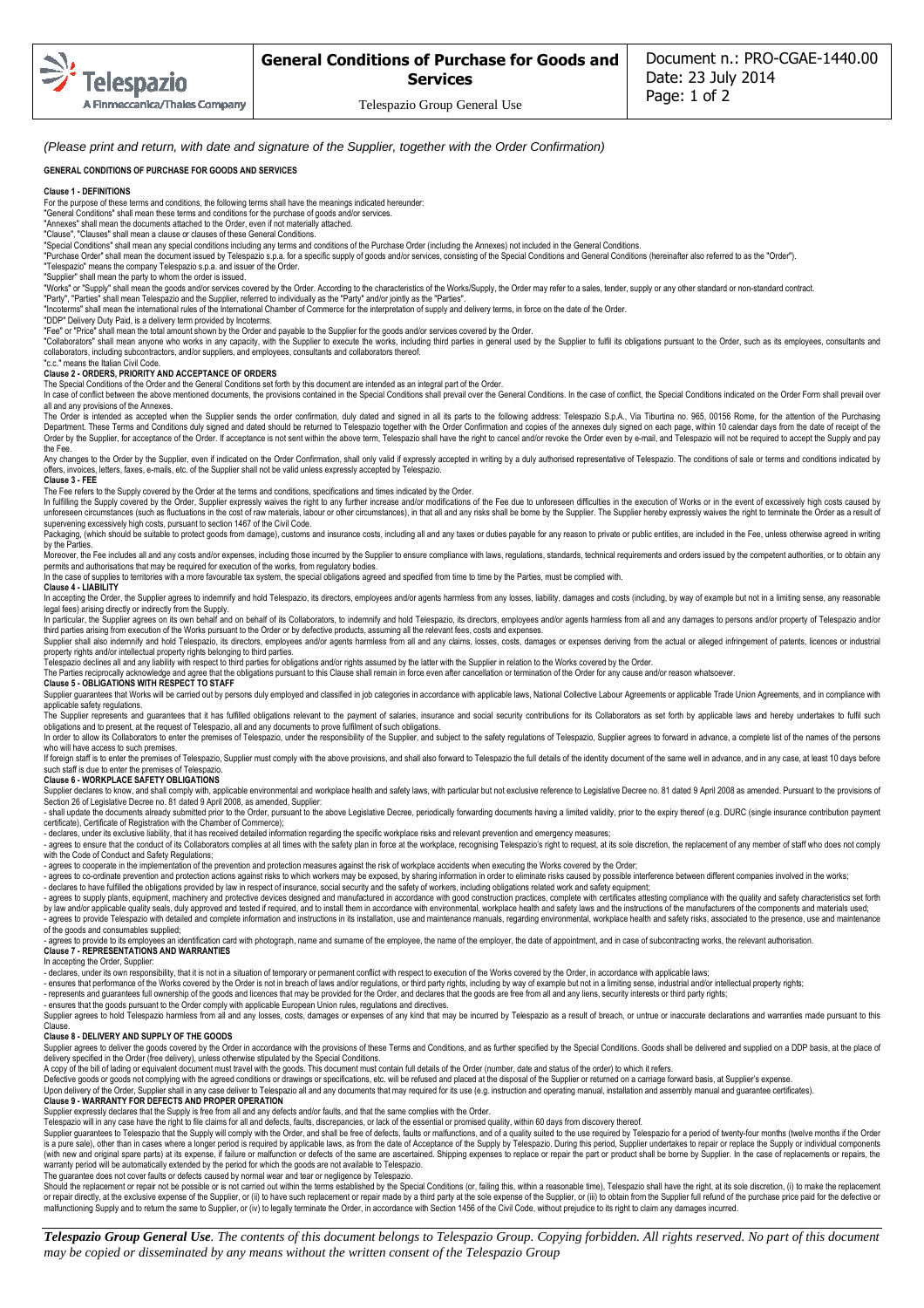*(Please print and return, with date and signature of the Supplier, together with the Order Confirmation)*

**GENERAL CONDITIONS OF PURCHASE FOR GOODS AND SERVICES**

**Clause 1 - DEFINITIONS**

For the purpose of these terms and conditions, the following terms shall have the meanings indicated hereunder:

"General Conditions" shall mean these terms and conditions for the purchase of goods and/or services.

"Annexes" shall mean the documents attached to the Order, even if not materially attached.

"Clause", "Clauses" shall mean a clause or clauses of these General Conditions.

"Special Conditions" shall mean any special conditions including any terms and conditions of the Purchase Order (including the Annexes) not included in the General Conditions.

"Purchase Order" shall mean the document issued by Telespazio s.p.a. for a specific supply of goods and/or services, consisting of the Special Conditions and General Conditions (hereinafter also referred to as the "Order").

"Telespazio" means the company Telespazio s.p.a. and issuer of the Order.

"Supplier" shall mean the party to whom the order is issued.

"Works" or "Supply" shall mean the goods and/or services covered by the Order. According to the characteristics of the Works/Supply, the Order may refer to a sales, tender, supply or any other standard or non-standard contract.

"Party", "Parties" shall mean Telespazio and the Supplier, referred to individually as the "Party" and/or jointly as the "Parties".

"Incoterms" shall mean the international rules of the International Chamber of Commerce for the interpretation of supply and delivery terms, in force on the date of the Order.

"DDP" Delivery Duty Paid, is a delivery term provided by Incoterms.

"Fee" or "Price" shall mean the total amount shown by the Order and payable to the Supplier for the goods and/or services covered by the Order.

"Collaborators" shall mean anyone who works in any capacity, with the Supplier to execute the works, including third parties in general used by the Supplier to fulfil its obligations pursuant to the Order, such as its employees, consultants and collaborators, including subcontractors, and/or suppliers, and employees, consultants and collaborators thereof.

"c.c." means the Italian Civil Code.

**Clause 2 - ORDERS, PRIORITY AND ACCEPTANCE OF ORDERS**

The Special Conditions of the Order and the General Conditions set forth by this document are intended as an integral part of the Order.

In case of conflict between the above mentioned documents, the provisions contained in the Special Conditions shall prevail over the General Conditions. In the case of conflict, the Special Conditions indicated on the Order Form shall prevail over all and any provisions of the Annexes.

The Order is intended as accepted when the Supplier sends the order confirmation, duly dated and signed in all its parts to the following address: Telespazio S.p.A., Via Tiburtina no. 965, 00156 Rome, for the attention of the Purchasing Department. These Terms and Conditions duly signed and dated should be returned to Telespazio together with the Order Confirmation and copies of the annexes duly signed on each page, within 10 calendar days from the date of receipt of the Order by the Supplier, for acceptance of the Order. If acceptance is not sent within the above term, Telespazio shall have the right to cancel and/or revoke the Order even by e-mail, and Telespazio will not be required to accept the Supply and pay the Fee.

Any changes to the Order by the Supplier, even if indicated on the Order Confirmation, shall only valid if expressly accepted in writing by a duly authorised representative of Telespazio. The conditions of sale or terms and conditions indicated by offers, invoices, letters, faxes, e-mails, etc. of the Supplier shall not be valid unless expressly accepted by Telespazio.

**Clause 3 - FEE**

The Fee refers to the Supply covered by the Order at the terms and conditions, specifications and times indicated by the Order.

In fulfilling the Supply covered by the Order, Supplier expressly waives the right to any further increase and/or modifications of the Fee due to unforeseen difficulties in the execution of Works or in the event of excessively high costs caused by unforeseen circumstances (such as fluctuations in the cost of raw materials, labour or other circumstances), in that all and any risks shall be borne by the Supplier. The Supplier hereby expressly waives the right to terminate the Order as a result of supervening excessively high costs, pursuant to section 1467 of the Civil Code.

Packaging, (which should be suitable to protect goods from damage), customs and insurance costs, including all and any taxes or duties payable for any reason to private or public entities, are included in the Fee, unless otherwise agreed in writing by the Parties.

Moreover, the Fee includes all and any costs and/or expenses, including those incurred by the Supplier to ensure compliance with laws, regulations, standards, technical requirements and orders issued by the competent authorities, or to obtain any permits and authorisations that may be required for execution of the works, from regulatory bodies.

In the case of supplies to territories with a more favourable tax system, the special obligations agreed and specified from time to time by the Parties, must be complied with.

**Clause 4 - LIABILITY**

In accepting the Order, the Supplier agrees to indemnify and hold Telespazio, its directors, employees and/or agents harmless from any losses, liability, damages and costs (including, by way of example but not in a limiting sense, any reasonable legal fees) arising directly or indirectly from the Supply.

In particular, the Supplier agrees on its own behalf and on behalf of its Collaborators, to indemnify and hold Telespazio, its directors, employees and/or agents harmless from all and any damages to persons and/or property of Telespazio and/or third parties arising from execution of the Works pursuant to the Order or by defective products, assuming all the relevant fees, costs and expenses.

Supplier shall also indemnify and hold Telespazio, its directors, employees and/or agents harmless from all and any claims, losses, costs, damages or expenses deriving from the actual or alleged infringement of patents, licences or industrial property rights and/or intellectual property rights belonging to third parties.

Telespazio declines all and any liability with respect to third parties for obligations and/or rights assumed by the latter with the Supplier in relation to the Works covered by the Order.

The Parties reciprocally acknowledge and agree that the obligations pursuant to this Clause shall remain in force even after cancellation or termination of the Order for any cause and/or reason whatsoever.

**Clause 5 - OBLIGATIONS WITH RESPECT TO STAFF**

Supplier guarantees that Works will be carried out by persons duly employed and classified in job categories in accordance with applicable laws, National Collective Labour Agreements or applicable Trade Union Agreements, and in compliance with applicable safety regulations.

The Supplier represents and guarantees that it has fulfilled obligations relevant to the payment of salaries, insurance and social security contributions for its Collaborators as set forth by applicable laws and hereby undertakes to fulfil such obligations and to present, at the request of Telespazio, all and any documents to prove fulfilment of such obligations.

In order to allow its Collaborators to enter the premises of Telespazio, under the responsibility of the Supplier, and subject to the safety regulations of Telespazio, Supplier agrees to forward in advance, a complete list of the names of the persons who will have access to such premises.

If foreign staff is to enter the premises of Telespazio, Supplier must comply with the above provisions, and shall also forward to Telespazio the full details of the identity document of the same well in advance, and in any case, at least 10 days before such staff is due to enter the premises of Telespazio.

**Clause 6 - WORKPLACE SAFETY OBLIGATIONS**

Supplier declares to know, and shall comply with, applicable environmental and workplace health and safety laws, with particular but not exclusive reference to Legislative Decree no. 81 dated 9 April 2008 as amended. Pursuant to the provisions of Section 26 of Legislative Decree no. 81 dated 9 April 2008, as amended, Supplier:

- shall update the documents already submitted prior to the Order, pursuant to the above Legislative Decree, periodically forwarding documents having a limited validity, prior to the expiry thereof (e.g. DURC (single insurance contribution payment certificate), Certificate of Registration with the Chamber of Commerce);
- declares, under its exclusive liability, that it has received detailed information regarding the specific workplace risks and relevant prevention and emergency measures;
- agrees to ensure that the conduct of its Collaborators complies at all times with the safety plan in force at the workplace, recognising Telespazio's right to request, at its sole discretion, the replacement of any member of staff who does not comply with the Code of Conduct and Safety Regulations;
- agrees to cooperate in the implementation of the prevention and protection measures against the risk of workplace accidents when executing the Works covered by the Order;
- agrees to co-ordinate prevention and protection actions against risks to which workers may be exposed, by sharing information in order to eliminate risks caused by possible interference between different companies involved in the works;
- declares to have fulfilled the obligations provided by law in respect of insurance, social security and the safety of workers, including obligations related work and safety equipment;
- agrees to supply plants, equipment, machinery and protective devices designed and manufactured in accordance with good construction practices, complete with certificates attesting compliance with the quality and safety characteristics set forth by law and/or applicable quality seals, duly approved and tested if required, and to install them in accordance with environmental, workplace health and safety laws and the instructions of the manufacturers of the components and materials used;
- agrees to provide Telespazio with detailed and complete information and instructions in its installation, use and maintenance manuals, regarding environmental, workplace health and safety risks, associated to the presence, use and maintenance of the goods and consumables supplied;
- agrees to provide to its employees an identification card with photograph, name and surname of the employee, the name of the employer, the date of appointment, and in case of subcontracting works, the relevant authorisation.

**Clause 7 - REPRESENTATIONS AND WARRANTIES**

In accepting the Order, Supplier:

- declares, under its own responsibility, that it is not in a situation of temporary or permanent conflict with respect to execution of the Works covered by the Order, in accordance with applicable laws;
- ensures that performance of the Works covered by the Order is not in breach of laws and/or regulations, or third party rights, including by way of example but not in a limiting sense, industrial and/or intellectual property rights;
- represents and guarantees full ownership of the goods and licences that may be provided for the Order, and declares that the goods are free from all and any liens, security interests or third party rights;
- ensures that the goods pursuant to the Order comply with applicable European Union rules, regulations and directives.

Supplier agrees to hold Telespazio harmless from all and any losses, costs, damages or expenses of any kind that may be incurred by Telespazio as a result of breach, or untrue or inaccurate declarations and warranties made pursuant to this Clause.

**Clause 8 - DELIVERY AND SUPPLY OF THE GOODS**

Supplier agrees to deliver the goods covered by the Order in accordance with the provisions of these Terms and Conditions, and as further specified by the Special Conditions. Goods shall be delivered and supplied on a DDP basis, at the place of delivery specified in the Order (free delivery), unless otherwise stipulated by the Special Conditions.

A copy of the bill of lading or equivalent document must travel with the goods. This document must contain full details of the Order (number, date and status of the order) to which it refers.

Defective goods or goods not complying with the agreed conditions or drawings or specifications, etc. will be refused and placed at the disposal of the Supplier or returned on a carriage forward basis, at Supplier's expense.

Upon delivery of the Order, Supplier shall in any case deliver to Telespazio all and any documents that may required for its use (e.g. instruction and operating manual, installation and assembly manual and guarantee certificates).

**Clause 9 - WARRANTY FOR DEFECTS AND PROPER OPERATION**

Supplier expressly declares that the Supply is free from all and any defects and/or faults, and that the same complies with the Order.

Telespazio will in any case have the right to file claims for all and defects, faults, discrepancies, or lack of the essential or promised quality, within 60 days from discovery thereof.

Supplier guarantees to Telespazio that the Supply will comply with the Order, and shall be free of defects, faults or malfunctions, and of a quality suited to the use required by Telespazio for a period of twenty-four months (twelve months if the Order is a pure sale), other than in cases where a longer period is required by applicable laws, as from the date of Acceptance of the Supply by Telespazio. During this period, Supplier undertakes to repair or replace the Supply or individual components (with new and original spare parts) at its expense, if failure or malfunction or defects of the same are ascertained. Shipping expenses to replace or repair the part or product shall be borne by Supplier. In the case of replacements or repairs, the warranty period will be automatically extended by the period for which the goods are not available to Telespazio.

The guarantee does not cover faults or defects caused by normal wear and tear or negligence by Telespazio.

Should the replacement or repair not be possible or is not carried out within the terms established by the Special Conditions (or, failing this, within a reasonable time), Telespazio shall have the right, at its sole discretion, (i) to make the replacement or repair directly, at the exclusive expense of the Supplier, or (ii) to have such replacement or repair made by a third party at the sole expense of the Supplier, or (iii) to obtain from the Supplier full refund of the purchase price paid for the defective or malfunctioning Supply and to return the same to Supplier, or (iv) to legally terminate the Order, in accordance with Section 1456 of the Civil Code, without prejudice to its right to claim any damages incurred.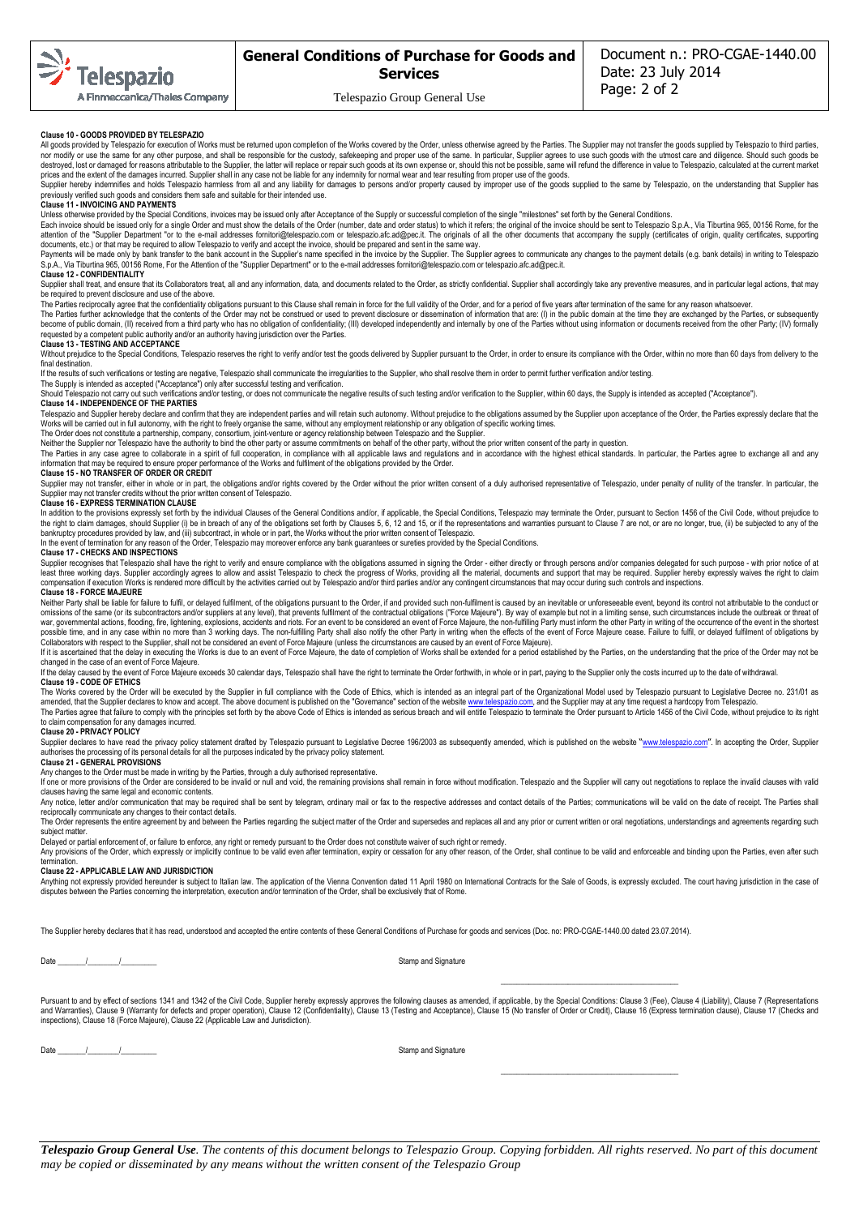**Clause 10 - GOODS PROVIDED BY TELESPAZIO**

All goods provided by Telespazio for execution of Works must be returned upon completion of the Works covered by the Order, unless otherwise agreed by the Parties. The Supplier may not transfer the goods supplied by Telespazio to third parties, nor modify or use the same for any other purpose, and shall be responsible for the custody, safekeeping and proper use of the same. In particular, Supplier agrees to use such goods with the utmost care and diligence. Should such goods be destroyed, lost or damaged for reasons attributable to the Supplier, the latter will replace or repair such goods at its own expense or, should this not be possible, same will refund the difference in value to Telespazio, calculated at the current market prices and the extent of the damages incurred. Supplier shall in any case not be liable for any indemnity for normal wear and tear resulting from proper use of the goods.

Supplier hereby indemnifies and holds Telespazio harmless from all and any liability for damages to persons and/or property caused by improper use of the goods supplied to the same by Telespazio, on the understanding that Supplier has previously verified such goods and considers them safe and suitable for their intended use.

**Clause 11 - INVOICING AND PAYMENTS**

Unless otherwise provided by the Special Conditions, invoices may be issued only after Acceptance of the Supply or successful completion of the single "milestones" set forth by the General Conditions.

Each invoice should be issued only for a single Order and must show the details of the Order (number, date and order status) to which it refers; the original of the invoice should be sent to Telespazio S.p.A., Via Tiburtina 965, 00156 Rome, for the attention of the "Supplier Department "or to the e-mail addresses fornitori@telespazio.com or telespazio.afc.ad@pec.it. The originals of all the other documents that accompany the supply (certificates of origin, quality certificates, supporting documents, etc.) or that may be required to allow Telespazio to verify and accept the invoice, should be prepared and sent in the same way.

Payments will be made only by bank transfer to the bank account in the Supplier's name specified in the invoice by the Supplier. The Supplier agrees to communicate any changes to the payment details (e.g. bank details) in writing to Telespazio S.p.A., Via Tiburtina 965, 00156 Rome, For the Attention of the "Supplier Department" or to the e-mail addresses fornitori@telespazio.com or telespazio.afc.ad@pec.it.

**Clause 12 - CONFIDENTIALITY**

Supplier shall treat, and ensure that its Collaborators treat, all and any information, data, and documents related to the Order, as strictly confidential. Supplier shall accordingly take any preventive measures, and in particular legal actions, that may be required to prevent disclosure and use of the above.

The Parties reciprocally agree that the confidentiality obligations pursuant to this Clause shall remain in force for the full validity of the Order, and for a period of five years after termination of the same for any reason whatsoever.

The Parties further acknowledge that the contents of the Order may not be construed or used to prevent disclosure or dissemination of information that are: (I) in the public domain at the time they are exchanged by the Parties, or subsequently become of public domain, (II) received from a third party who has no obligation of confidentiality; (III) developed independently and internally by one of the Parties without using information or documents received from the other Party; (IV) formally requested by a competent public authority and/or an authority having jurisdiction over the Parties.

**Clause 13 - TESTING AND ACCEPTANCE**

Without prejudice to the Special Conditions, Telespazio reserves the right to verify and/or test the goods delivered by Supplier pursuant to the Order, in order to ensure its compliance with the Order, within no more than 60 days from delivery to the final destination.

If the results of such verifications or testing are negative, Telespazio shall communicate the irregularities to the Supplier, who shall resolve them in order to permit further verification and/or testing.

The Supply is intended as accepted ("Acceptance") only after successful testing and verification.

Should Telespazio not carry out such verifications and/or testing, or does not communicate the negative results of such testing and/or verification to the Supplier, within 60 days, the Supply is intended as accepted ("Acceptance").

**Clause 14 - INDEPENDENCE OF THE PARTIES**

Telespazio and Supplier hereby declare and confirm that they are independent parties and will retain such autonomy. Without prejudice to the obligations assumed by the Supplier upon acceptance of the Order, the Parties expressly declare that the Works will be carried out in full autonomy, with the right to freely organise the same, without any employment relationship or any obligation of specific working times.

The Order does not constitute a partnership, company, consortium, joint-venture or agency relationship between Telespazio and the Supplier.

Neither the Supplier nor Telespazio have the authority to bind the other party or assume commitments on behalf of the other party, without the prior written consent of the party in question.

The Parties in any case agree to collaborate in a spirit of full cooperation, in compliance with all applicable laws and regulations and in accordance with the highest ethical standards. In particular, the Parties agree to exchange all and any information that may be required to ensure proper performance of the Works and fulfilment of the obligations provided by the Order.

**Clause 15 - NO TRANSFER OF ORDER OR CREDIT**

Supplier may not transfer, either in whole or in part, the obligations and/or rights covered by the Order without the prior written consent of a duly authorised representative of Telespazio, under penalty of nullity of the transfer. In particular, the Supplier may not transfer credits without the prior written consent of Telespazio.

**Clause 16 - EXPRESS TERMINATION CLAUSE**

In addition to the provisions expressly set forth by the individual Clauses of the General Conditions and/or, if applicable, the Special Conditions, Telespazio may terminate the Order, pursuant to Section 1456 of the Civil Code, without prejudice to the right to claim damages, should Supplier (i) be in breach of any of the obligations set forth by Clauses 5, 6, 12 and 15, or if the representations and warranties pursuant to Clause 7 are not, or are no longer, true, (ii) be subjected to any of the bankruptcy procedures provided by law, and (iii) subcontract, in whole or in part, the Works without the prior written consent of Telespazio.

In the event of termination for any reason of the Order, Telespazio may moreover enforce any bank guarantees or sureties provided by the Special Conditions.

**Clause 17 - CHECKS AND INSPECTIONS**

Supplier recognises that Telespazio shall have the right to verify and ensure compliance with the obligations assumed in signing the Order - either directly or through persons and/or companies delegated for such purpose - with prior notice of at least three working days. Supplier accordingly agrees to allow and assist Telespazio to check the progress of Works, providing all the material, documents and support that may be required. Supplier hereby expressly waives the right to claim compensation if execution Works is rendered more difficult by the activities carried out by Telespazio and/or third parties and/or any contingent circumstances that may occur during such controls and inspections.

**Clause 18 - FORCE MAJEURE**

Neither Party shall be liable for failure to fulfil, or delayed fulfilment, of the obligations pursuant to the Order, if and provided such non-fulfilment is caused by an inevitable or unforeseeable event, beyond its control not attributable to the conduct or omissions of the same (or its subcontractors and/or suppliers at any level), that prevents fulfilment of the contractual obligations ("Force Majeure"). By way of example but not in a limiting sense, such circumstances include the outbreak or threat of war, governmental actions, flooding, fire, lightening, explosions, accidents and riots. For an event to be considered an event of Force Majeure, the non-fulfilling Party must inform the other Party in writing of the occurrence of the event in the shortest possible time, and in any case within no more than 3 working days. The non-fulfilling Party shall also notify the other Party in writing when the effects of the event of Force Majeure cease. Failure to fulfil, or delayed fulfilment of obligations by Collaborators with respect to the Supplier, shall not be considered an event of Force Majeure (unless the circumstances are caused by an event of Force Majeure).

If it is ascertained that the delay in executing the Works is due to an event of Force Majeure, the date of completion of Works shall be extended for a period established by the Parties, on the understanding that the price of the Order may not be changed in the case of an event of Force Majeure.

If the delay caused by the event of Force Majeure exceeds 30 calendar days, Telespazio shall have the right to terminate the Order forthwith, in whole or in part, paying to the Supplier only the costs incurred up to the date of withdrawal.

**Clause 19 - CODE OF ETHICS**

The Works covered by the Order will be executed by the Supplier in full compliance with the Code of Ethics, which is intended as an integral part of the Organizational Model used by Telespazio pursuant to Legislative Decree no. 231/01 as amended, that the Supplier declares to know and accept. The above document is published on the "Governance" section of the website www.telespazio.com, and the Supplier may at any time request a hardcopy from Telespazio.

The Parties agree that failure to comply with the principles set forth by the above Code of Ethics is intended as serious breach and will entitle Telespazio to terminate the Order pursuant to Article 1456 of the Civil Code, without prejudice to its right to claim compensation for any damages incurred.

**Clause 20 - PRIVACY POLICY**

Supplier declares to have read the privacy policy statement drafted by Telespazio pursuant to Legislative Decree 196/2003 as subsequently amended, which is published on the website "www.telespazio.com". In accepting the Order, Supplier authorises the processing of its personal details for all the purposes indicated by the privacy policy statement.

**Clause 21 - GENERAL PROVISIONS**

Any changes to the Order must be made in writing by the Parties, through a duly authorised representative.

If one or more provisions of the Order are considered to be invalid or null and void, the remaining provisions shall remain in force without modification. Telespazio and the Supplier will carry out negotiations to replace the invalid clauses with valid clauses having the same legal and economic contents.

Any notice, letter and/or communication that may be required shall be sent by telegram, ordinary mail or fax to the respective addresses and contact details of the Parties; communications will be valid on the date of receipt. The Parties shall reciprocally communicate any changes to their contact details.

The Order represents the entire agreement by and between the Parties regarding the subject matter of the Order and supersedes and replaces all and any prior or current written or oral negotiations, understandings and agreements regarding such subject matter.

Delayed or partial enforcement of, or failure to enforce, any right or remedy pursuant to the Order does not constitute waiver of such right or remedy.

Any provisions of the Order, which expressly or implicitly continue to be valid even after termination, expiry or cessation for any other reason, of the Order, shall continue to be valid and enforceable and binding upon the Parties, even after such termination.

**Clause 22 - APPLICABLE LAW AND JURISDICTION**

Anything not expressly provided hereunder is subject to Italian law. The application of the Vienna Convention dated 11 April 1980 on International Contracts for the Sale of Goods, is expressly excluded. The court having jurisdiction in the case of disputes between the Parties concerning the interpretation, execution and/or termination of the Order, shall be exclusively that of Rome.

The Supplier hereby declares that it has read, understood and accepted the entire contents of these General Conditions of Purchase for goods and services (Doc. no: PRO-CGAE-1440.00 dated 23.07.2014).

Date ______/______/________ Stamp and Signature

_________________________________

Pursuant to and by effect of sections 1341 and 1342 of the Civil Code, Supplier hereby expressly approves the following clauses as amended, if applicable, by the Special Conditions: Clause 3 (Fee), Clause 4 (Liability), Clause 7 (Representations and Warranties), Clause 9 (Warranty for defects and proper operation), Clause 12 (Confidentiality), Clause 13 (Testing and Acceptance), Clause 15 (No transfer of Order or Credit), Clause 16 (Express termination clause), Clause 17 (Checks and inspections), Clause 18 (Force Majeure), Clause 22 (Applicable Law and Jurisdiction).

Date ______/______/________ Stamp and Signature

_________________________________